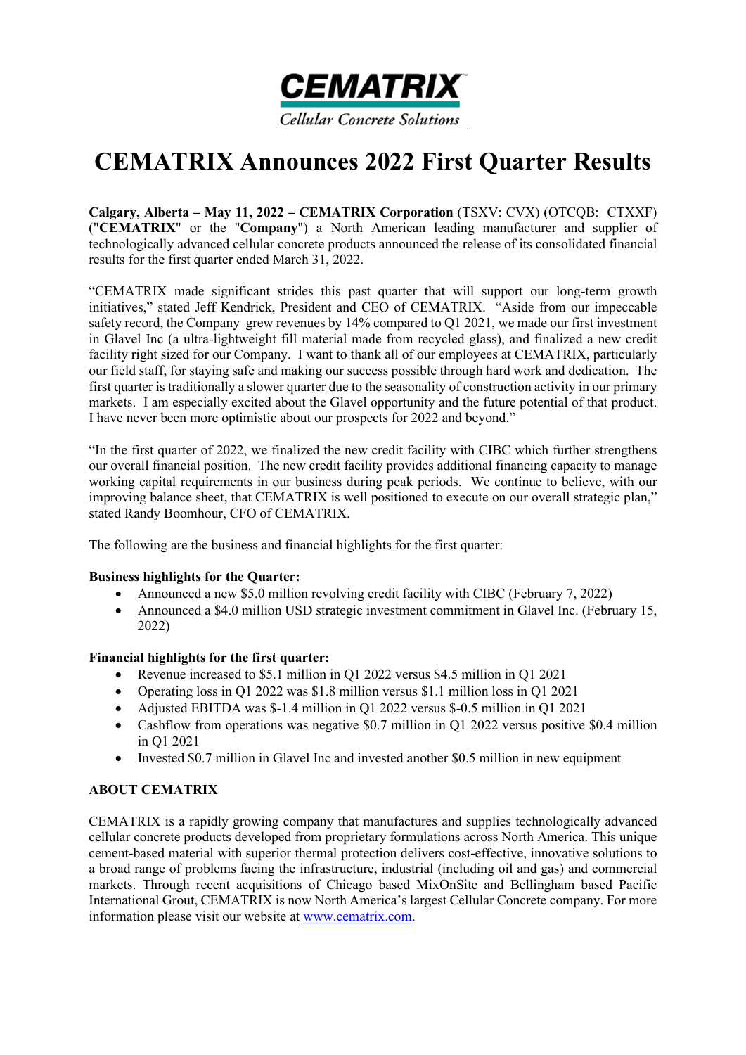**CEMATRIX**

*Cellular Concrete Solutions*

# CEMATRIX Announces 2022 First Quarter Results

**Calgary, Alberta – May 11, 2022 – CEMATRIX Corporation** (TSXV: CVX) (OTCQB: CTXXF) ("**CEMATRIX**" or the "**Company**") a North American leading manufacturer and supplier of technologically advanced cellular concrete products announced the release of its consolidated financial results for the first quarter ended March 31, 2022.

"CEMATRIX made significant strides this past quarter that will support our long-term growth initiatives," stated Jeff Kendrick, President and CEO of CEMATRIX. "Aside from our impeccable safety record, the Company grew revenues by 14% compared to Q1 2021, we made our first investment in Glavel Inc (a ultra-lightweight fill material made from recycled glass), and finalized a new credit facility right sized for our Company. I want to thank all of our employees at CEMATRIX, particularly our field staff, for staying safe and making our success possible through hard work and dedication. The first quarter is traditionally a slower quarter due to the seasonality of construction activity in our primary markets. I am especially excited about the Glavel opportunity and the future potential of that product. I have never been more optimistic about our prospects for 2022 and beyond."

"In the first quarter of 2022, we finalized the new credit facility with CIBC which further strengthens our overall financial position. The new credit facility provides additional financing capacity to manage working capital requirements in our business during peak periods. We continue to believe, with our improving balance sheet, that CEMATRIX is well positioned to execute on our overall strategic plan," stated Randy Boomhour, CFO of CEMATRIX.

The following are the business and financial highlights for the first quarter:

**Business highlights for the Quarter:**

- Announced a new $5.0 million revolving credit facility with CIBC (February 7, 2022)
- Announced a $4.0 million USD strategic investment commitment in Glavel Inc. (February 15, 2022)

**Financial highlights for the first quarter:**

- Revenue increased to $5.1 million in Q1 2022 versus $4.5 million in Q1 2021
- Operating loss in Q1 2022 was $1.8 million versus $1.1 million loss in Q1 2021
- Adjusted EBITDA was $-1.4 million in Q1 2022 versus $-0.5 million in Q1 2021
- Cashflow from operations was negative $0.7 million in Q1 2022 versus positive $0.4 million in Q1 2021
- Invested $0.7 million in Glavel Inc and invested another $0.5 million in new equipment

**ABOUT CEMATRIX**

CEMATRIX is a rapidly growing company that manufactures and supplies technologically advanced cellular concrete products developed from proprietary formulations across North America. This unique cement-based material with superior thermal protection delivers cost-effective, innovative solutions to a broad range of problems facing the infrastructure, industrial (including oil and gas) and commercial markets. Through recent acquisitions of Chicago based MixOnSite and Bellingham based Pacific International Grout, CEMATRIX is now North America's largest Cellular Concrete company. For more information please visit our website at www.cematrix.com.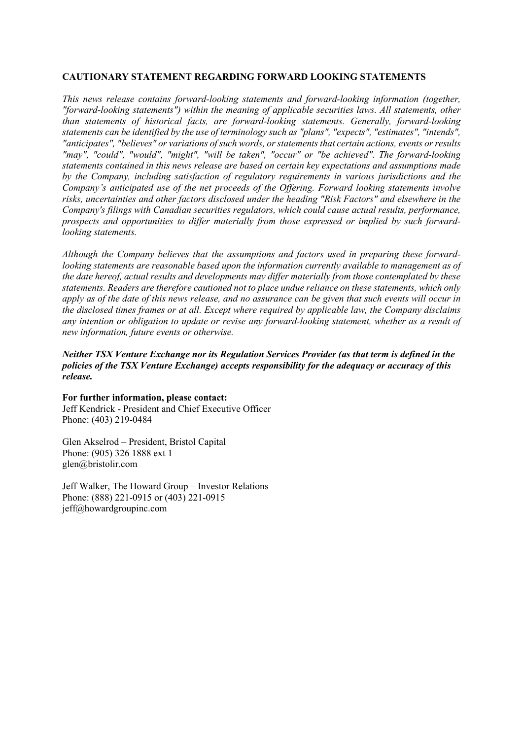**CAUTIONARY STATEMENT REGARDING FORWARD LOOKING STATEMENTS**

*This news release contains forward-looking statements and forward-looking information (together, "forward-looking statements") within the meaning of applicable securities laws. All statements, other than statements of historical facts, are forward-looking statements. Generally, forward-looking statements can be identified by the use of terminology such as "plans", "expects", "estimates", "intends", "anticipates", "believes" or variations of such words, or statements that certain actions, events or results "may", "could", "would", "might", "will be taken", "occur" or "be achieved". The forward-looking statements contained in this news release are based on certain key expectations and assumptions made by the Company, including satisfaction of regulatory requirements in various jurisdictions and the Company's anticipated use of the net proceeds of the Offering. Forward looking statements involve risks, uncertainties and other factors disclosed under the heading "Risk Factors" and elsewhere in the Company's filings with Canadian securities regulators, which could cause actual results, performance, prospects and opportunities to differ materially from those expressed or implied by such forward-looking statements.*

*Although the Company believes that the assumptions and factors used in preparing these forward-looking statements are reasonable based upon the information currently available to management as of the date hereof, actual results and developments may differ materially from those contemplated by these statements. Readers are therefore cautioned not to place undue reliance on these statements, which only apply as of the date of this news release, and no assurance can be given that such events will occur in the disclosed times frames or at all. Except where required by applicable law, the Company disclaims any intention or obligation to update or revise any forward-looking statement, whether as a result of new information, future events or otherwise.*

***Neither TSX Venture Exchange nor its Regulation Services Provider (as that term is defined in the policies of the TSX Venture Exchange) accepts responsibility for the adequacy or accuracy of this release.***

**For further information, please contact:**
Jeff Kendrick - President and Chief Executive Officer
Phone: (403) 219-0484

Glen Akselrod – President, Bristol Capital
Phone: (905) 326 1888 ext 1
glen@bristolir.com

Jeff Walker, The Howard Group – Investor Relations
Phone: (888) 221-0915 or (403) 221-0915
jeff@howardgroupinc.com